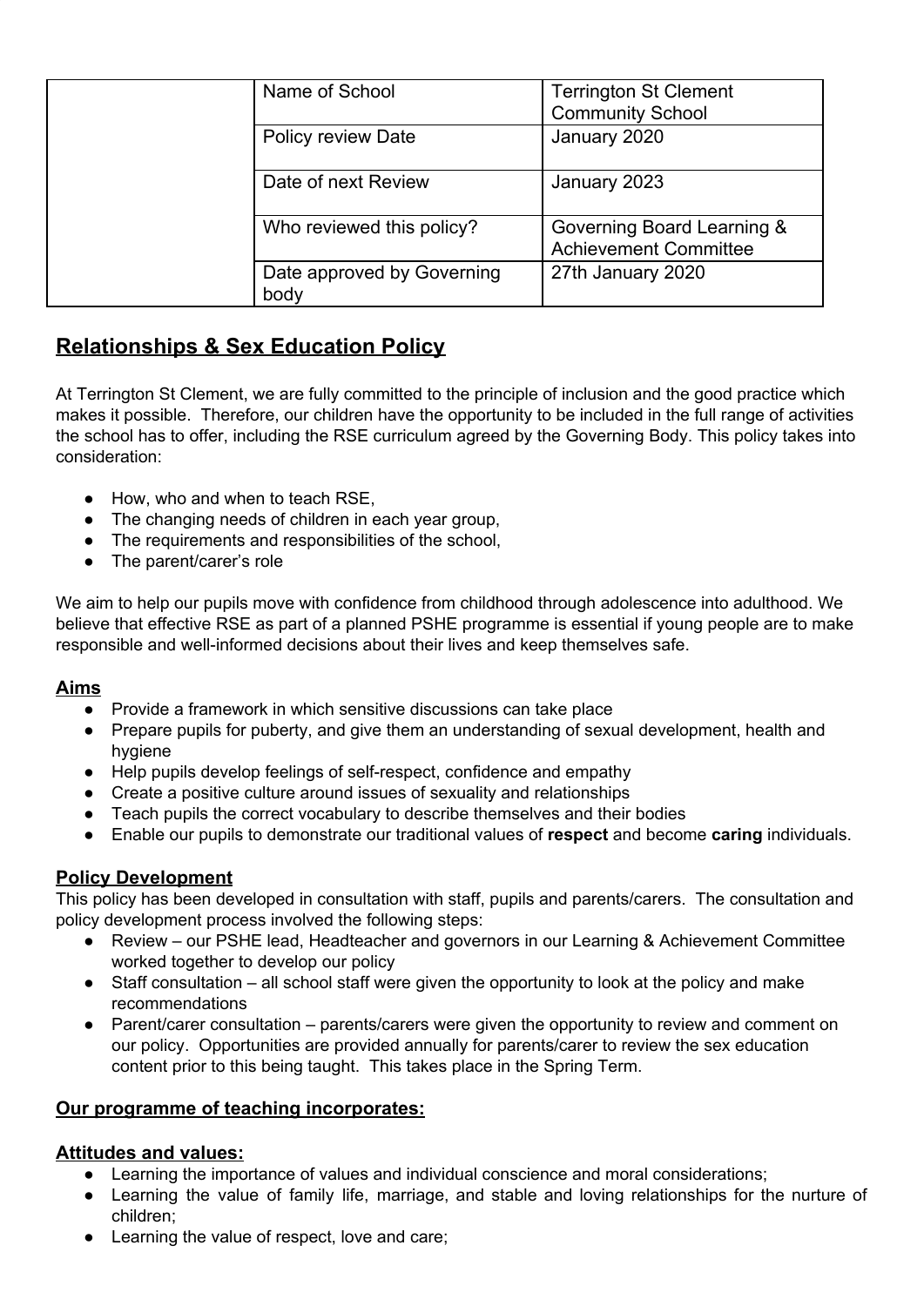| | | |
|---|---|---|
| | Name of School | Terrington St Clement Community School |
| | Policy review Date | January 2020 |
| | Date of next Review | January 2023 |
| | Who reviewed this policy? | Governing Board Learning & Achievement Committee |
| | Date approved by Governing body | 27th January 2020 |

# Relationships & Sex Education Policy

At Terrington St Clement, we are fully committed to the principle of inclusion and the good practice which makes it possible. Therefore, our children have the opportunity to be included in the full range of activities the school has to offer, including the RSE curriculum agreed by the Governing Body. This policy takes into consideration:

- How, who and when to teach RSE,
- The changing needs of children in each year group,
- The requirements and responsibilities of the school,
- The parent/carer's role

We aim to help our pupils move with confidence from childhood through adolescence into adulthood. We believe that effective RSE as part of a planned PSHE programme is essential if young people are to make responsible and well-informed decisions about their lives and keep themselves safe.

## Aims

- Provide a framework in which sensitive discussions can take place
- Prepare pupils for puberty, and give them an understanding of sexual development, health and hygiene
- Help pupils develop feelings of self-respect, confidence and empathy
- Create a positive culture around issues of sexuality and relationships
- Teach pupils the correct vocabulary to describe themselves and their bodies
- Enable our pupils to demonstrate our traditional values of **respect** and become **caring** individuals.

## Policy Development

This policy has been developed in consultation with staff, pupils and parents/carers. The consultation and policy development process involved the following steps:

- Review – our PSHE lead, Headteacher and governors in our Learning & Achievement Committee worked together to develop our policy
- Staff consultation – all school staff were given the opportunity to look at the policy and make recommendations
- Parent/carer consultation – parents/carers were given the opportunity to review and comment on our policy. Opportunities are provided annually for parents/carer to review the sex education content prior to this being taught. This takes place in the Spring Term.

## Our programme of teaching incorporates:

### Attitudes and values:

- Learning the importance of values and individual conscience and moral considerations;
- Learning the value of family life, marriage, and stable and loving relationships for the nurture of children;
- Learning the value of respect, love and care;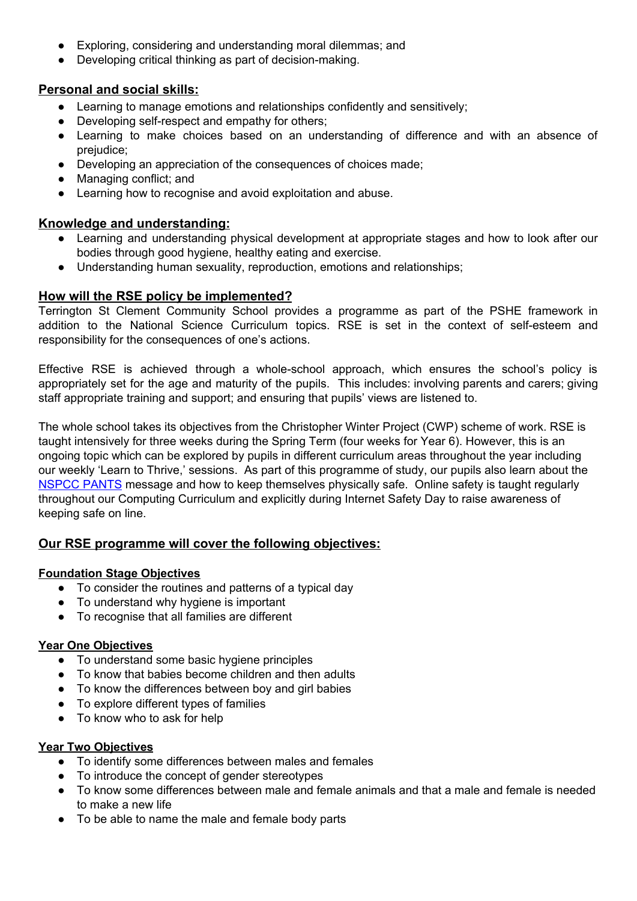- Exploring, considering and understanding moral dilemmas; and
- Developing critical thinking as part of decision-making.

## Personal and social skills:

- Learning to manage emotions and relationships confidently and sensitively;
- Developing self-respect and empathy for others;
- Learning to make choices based on an understanding of difference and with an absence of prejudice;
- Developing an appreciation of the consequences of choices made;
- Managing conflict; and
- Learning how to recognise and avoid exploitation and abuse.

## Knowledge and understanding:

- Learning and understanding physical development at appropriate stages and how to look after our bodies through good hygiene, healthy eating and exercise.
- Understanding human sexuality, reproduction, emotions and relationships;

## How will the RSE policy be implemented?

Terrington St Clement Community School provides a programme as part of the PSHE framework in addition to the National Science Curriculum topics. RSE is set in the context of self-esteem and responsibility for the consequences of one's actions.

Effective RSE is achieved through a whole-school approach, which ensures the school's policy is appropriately set for the age and maturity of the pupils. This includes: involving parents and carers; giving staff appropriate training and support; and ensuring that pupils' views are listened to.

The whole school takes its objectives from the Christopher Winter Project (CWP) scheme of work. RSE is taught intensively for three weeks during the Spring Term (four weeks for Year 6). However, this is an ongoing topic which can be explored by pupils in different curriculum areas throughout the year including our weekly 'Learn to Thrive,' sessions. As part of this programme of study, our pupils also learn about the NSPCC PANTS message and how to keep themselves physically safe. Online safety is taught regularly throughout our Computing Curriculum and explicitly during Internet Safety Day to raise awareness of keeping safe on line.

## Our RSE programme will cover the following objectives:

### Foundation Stage Objectives

- To consider the routines and patterns of a typical day
- To understand why hygiene is important
- To recognise that all families are different

### Year One Objectives

- To understand some basic hygiene principles
- To know that babies become children and then adults
- To know the differences between boy and girl babies
- To explore different types of families
- To know who to ask for help

### Year Two Objectives

- To identify some differences between males and females
- To introduce the concept of gender stereotypes
- To know some differences between male and female animals and that a male and female is needed to make a new life
- To be able to name the male and female body parts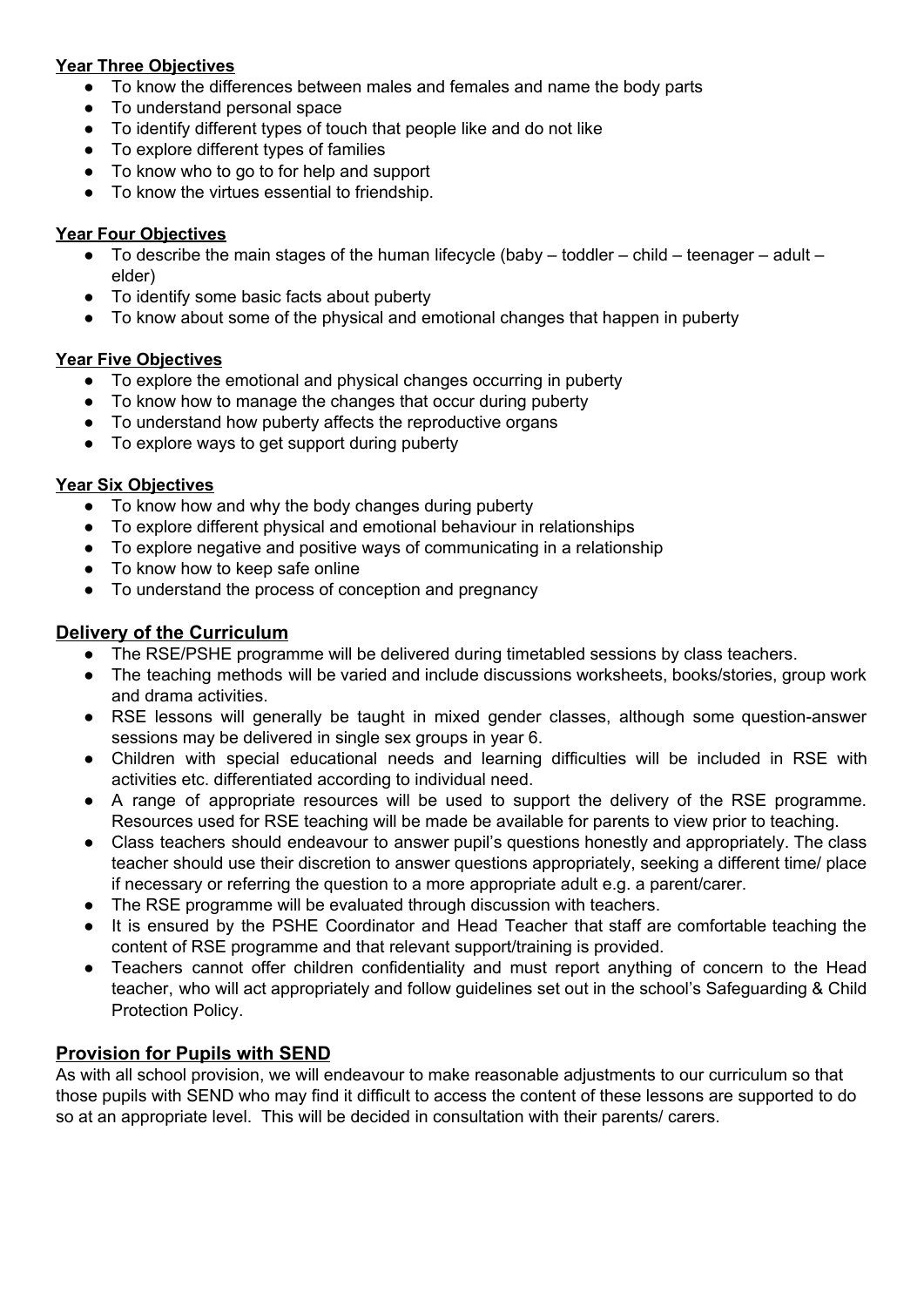**Year Three Objectives**

- To know the differences between males and females and name the body parts
- To understand personal space
- To identify different types of touch that people like and do not like
- To explore different types of families
- To know who to go to for help and support
- To know the virtues essential to friendship.

**Year Four Objectives**

- To describe the main stages of the human lifecycle (baby – toddler – child – teenager – adult – elder)
- To identify some basic facts about puberty
- To know about some of the physical and emotional changes that happen in puberty

**Year Five Objectives**

- To explore the emotional and physical changes occurring in puberty
- To know how to manage the changes that occur during puberty
- To understand how puberty affects the reproductive organs
- To explore ways to get support during puberty

**Year Six Objectives**

- To know how and why the body changes during puberty
- To explore different physical and emotional behaviour in relationships
- To explore negative and positive ways of communicating in a relationship
- To know how to keep safe online
- To understand the process of conception and pregnancy

## Delivery of the Curriculum

- The RSE/PSHE programme will be delivered during timetabled sessions by class teachers.
- The teaching methods will be varied and include discussions worksheets, books/stories, group work and drama activities.
- RSE lessons will generally be taught in mixed gender classes, although some question-answer sessions may be delivered in single sex groups in year 6.
- Children with special educational needs and learning difficulties will be included in RSE with activities etc. differentiated according to individual need.
- A range of appropriate resources will be used to support the delivery of the RSE programme. Resources used for RSE teaching will be made be available for parents to view prior to teaching.
- Class teachers should endeavour to answer pupil's questions honestly and appropriately. The class teacher should use their discretion to answer questions appropriately, seeking a different time/ place if necessary or referring the question to a more appropriate adult e.g. a parent/carer.
- The RSE programme will be evaluated through discussion with teachers.
- It is ensured by the PSHE Coordinator and Head Teacher that staff are comfortable teaching the content of RSE programme and that relevant support/training is provided.
- Teachers cannot offer children confidentiality and must report anything of concern to the Head teacher, who will act appropriately and follow guidelines set out in the school's Safeguarding & Child Protection Policy.

## Provision for Pupils with SEND

As with all school provision, we will endeavour to make reasonable adjustments to our curriculum so that those pupils with SEND who may find it difficult to access the content of these lessons are supported to do so at an appropriate level. This will be decided in consultation with their parents/ carers.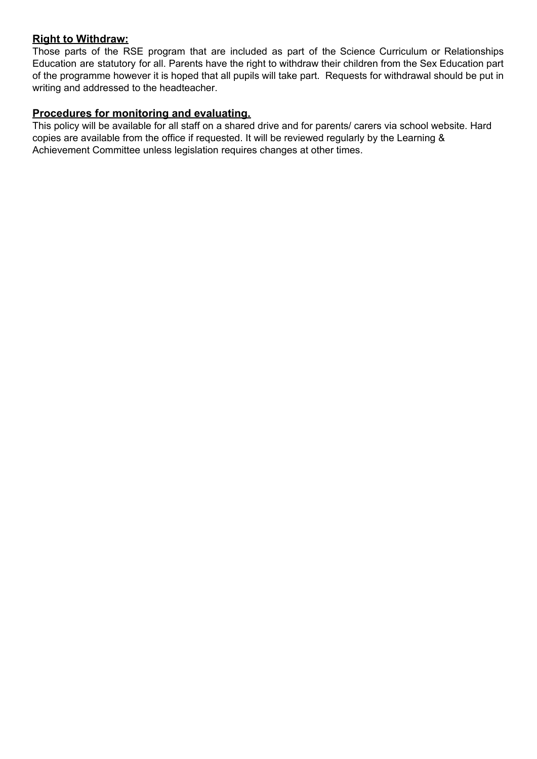## Right to Withdraw:

Those parts of the RSE program that are included as part of the Science Curriculum or Relationships Education are statutory for all. Parents have the right to withdraw their children from the Sex Education part of the programme however it is hoped that all pupils will take part. Requests for withdrawal should be put in writing and addressed to the headteacher.

## Procedures for monitoring and evaluating.

This policy will be available for all staff on a shared drive and for parents/ carers via school website. Hard copies are available from the office if requested. It will be reviewed regularly by the Learning & Achievement Committee unless legislation requires changes at other times.